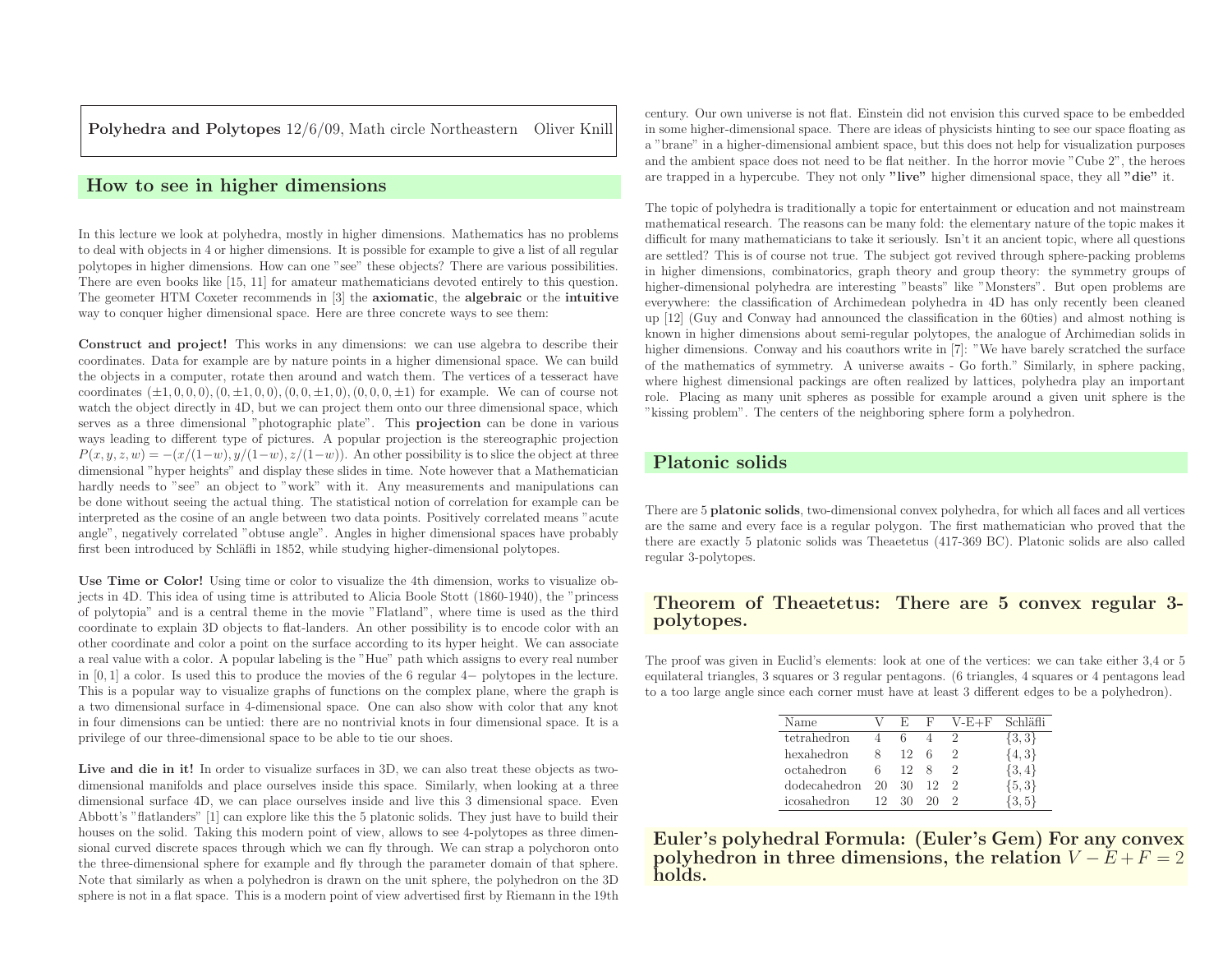**Polyhedra and Polytopes** 12/6/09, Math circle Northeastern Oliver Knill

## How to see in higher dimensions

In this lecture we look at polyhedra, mostly in higher dimensions. Mathematics has no problems to deal with objects in 4 or higher dimensions. It is possible for example to give a list of all regular polytopes in higher dimensions. How can one "see" these objects? There are various possibilities. There are even books like [15, 11] for amateur mathematicians devoted entirely to this question. The geometer HTM Coxeter recommends in [3] the **axiomatic**, the **algebraic** or the **intuitive** way to conquer higher dimensional space. Here are three concrete ways to see them:

**Construct and project!** This works in any dimensions: we can use algebra to describe their coordinates. Data for example are by nature points in a higher dimensional space. We can build the objects in a computer, rotate then around and watch them. The vertices of a tesseract have coordinates $(\pm 1, 0, 0, 0), (0, \pm 1, 0, 0), (0, 0, \pm 1, 0), (0, 0, 0, \pm 1)$ for example. We can of course not watch the object directly in 4D, but we can project them onto our three dimensional space, which serves as a three dimensional "photographic plate". This **projection** can be done in various ways leading to different type of pictures. A popular projection is the stereographic projection $P(x, y, z, w) = -(x/(1-w), y/(1-w), z/(1-w))$. An other possibility is to slice the object at three dimensional "hyper heights" and display these slides in time. Note however that a Mathematician hardly needs to "see" an object to "work" with it. Any measurements and manipulations can be done without seeing the actual thing. The statistical notion of correlation for example can be interpreted as the cosine of an angle between two data points. Positively correlated means "acute angle", negatively correlated "obtuse angle". Angles in higher dimensional spaces have probably first been introduced by Schläfli in 1852, while studying higher-dimensional polytopes.

**Use Time or Color!** Using time or color to visualize the 4th dimension, works to visualize objects in 4D. This idea of using time is attributed to Alicia Boole Stott (1860-1940), the "princess of polytopia" and is a central theme in the movie "Flatland", where time is used as the third coordinate to explain 3D objects to flat-landers. An other possibility is to encode color with an other coordinate and color a point on the surface according to its hyper height. We can associate a real value with a color. A popular labeling is the "Hue" path which assigns to every real number in $[0, 1]$ a color. Is used this to produce the movies of the 6 regular $4-$ polytopes in the lecture. This is a popular way to visualize graphs of functions on the complex plane, where the graph is a two dimensional surface in 4-dimensional space. One can also show with color that any knot in four dimensions can be untied: there are no nontrivial knots in four dimensional space. It is a privilege of our three-dimensional space to be able to tie our shoes.

**Live and die in it!** In order to visualize surfaces in 3D, we can also treat these objects as two-dimensional manifolds and place ourselves inside this space. Similarly, when looking at a three dimensional surface 4D, we can place ourselves inside and live this 3 dimensional space. Even Abbott's "flatlanders" [1] can explore like this the 5 platonic solids. They just have to build their houses on the solid. Taking this modern point of view, allows to see 4-polytopes as three dimensional curved discrete spaces through which we can fly through. We can strap a polychoron onto the three-dimensional sphere for example and fly through the parameter domain of that sphere. Note that similarly as when a polyhedron is drawn on the unit sphere, the polyhedron on the 3D sphere is not in a flat space. This is a modern point of view advertised first by Riemann in the 19th century. Our own universe is not flat. Einstein did not envision this curved space to be embedded in some higher-dimensional space. There are ideas of physicists hinting to see our space floating as a "brane" in a higher-dimensional ambient space, but this does not help for visualization purposes and the ambient space does not need to be flat neither. In the horror movie "Cube 2", the heroes are trapped in a hypercube. They not only **"live"** higher dimensional space, they all **"die"** it.

The topic of polyhedra is traditionally a topic for entertainment or education and not mainstream mathematical research. The reasons can be many fold: the elementary nature of the topic makes it difficult for many mathematicians to take it seriously. Isn't it an ancient topic, where all questions are settled? This is of course not true. The subject got revived through sphere-packing problems in higher dimensions, combinatorics, graph theory and group theory: the symmetry groups of higher-dimensional polyhedra are interesting "beasts" like "Monsters". But open problems are everywhere: the classification of Archimedean polyhedra in 4D has only recently been cleaned up [12] (Guy and Conway had announced the classification in the 60ties) and almost nothing is known in higher dimensions about semi-regular polytopes, the analogue of Archimedian solids in higher dimensions. Conway and his coauthors write in [7]: "We have barely scratched the surface of the mathematics of symmetry. A universe awaits - Go forth." Similarly, in sphere packing, where highest dimensional packings are often realized by lattices, polyhedra play an important role. Placing as many unit spheres as possible for example around a given unit sphere is the "kissing problem". The centers of the neighboring sphere form a polyhedron.

## Platonic solids

There are 5 **platonic solids**, two-dimensional convex polyhedra, for which all faces and all vertices are the same and every face is a regular polygon. The first mathematician who proved that the there are exactly 5 platonic solids was Theaetetus (417-369 BC). Platonic solids are also called regular 3-polytopes.

**Theorem of Theaetetus: There are 5 convex regular 3-polytopes.**

The proof was given in Euclid's elements: look at one of the vertices: we can take either 3,4 or 5 equilateral triangles, 3 squares or 3 regular pentagons. (6 triangles, 4 squares or 4 pentagons lead to a too large angle since each corner must have at least 3 different edges to be a polyhedron).

| Name | V | E | F | V-E+F | Schläfli |
|---|---|---|---|---|---|
| tetrahedron | 4 | 6 | 4 | 2 | $\{3,3\}$ |
| hexahedron | 8 | 12 | 6 | 2 | $\{4,3\}$ |
| octahedron | 6 | 12 | 8 | 2 | $\{3,4\}$ |
| dodecahedron | 20 | 30 | 12 | 2 | $\{5,3\}$ |
| icosahedron | 12 | 30 | 20 | 2 | $\{3,5\}$ |

**Euler's polyhedral Formula: (Euler's Gem) For any convex polyhedron in three dimensions, the relation $V - E + F = 2$ holds.**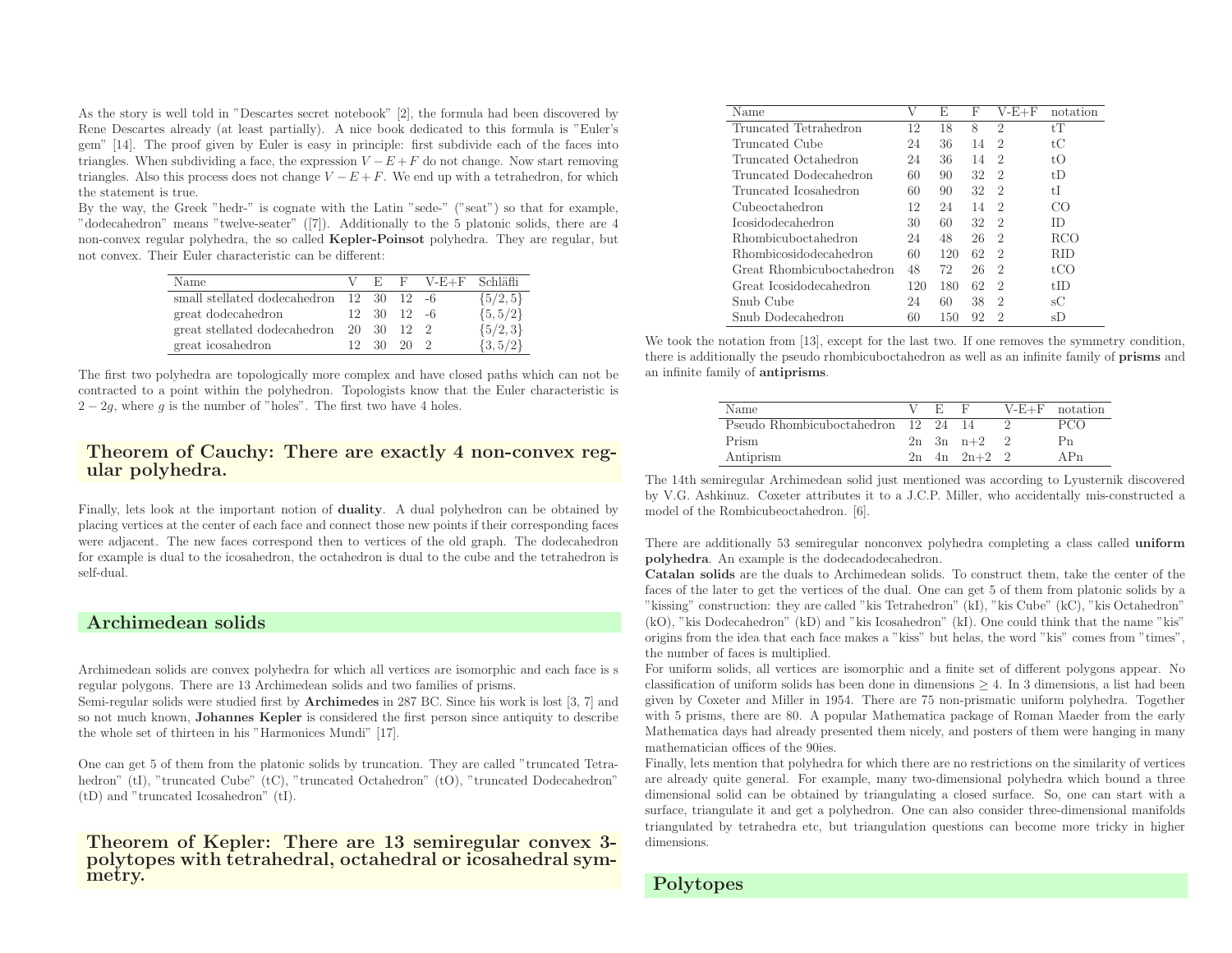As the story is well told in "Descartes secret notebook" [2], the formula had been discovered by Rene Descartes already (at least partially). A nice book dedicated to this formula is "Euler's gem" [14]. The proof given by Euler is easy in principle: first subdivide each of the faces into triangles. When subdividing a face, the expression $V - E + F$ do not change. Now start removing triangles. Also this process does not change $V - E + F$. We end up with a tetrahedron, for which the statement is true.

By the way, the Greek "hedr-" is cognate with the Latin "sede-" ("seat") so that for example, "dodecahedron" means "twelve-seater" ([7]). Additionally to the 5 platonic solids, there are 4 non-convex regular polyhedra, the so called **Kepler-Poinsot** polyhedra. They are regular, but not convex. Their Euler characteristic can be different:

| Name | V | E | F | V-E+F | Schläfli |
|---|---|---|---|---|---|
| small stellated dodecahedron | 12 | 30 | 12 | -6 | $\{5/2, 5\}$ |
| great dodecahedron | 12 | 30 | 12 | -6 | $\{5, 5/2\}$ |
| great stellated dodecahedron | 20 | 30 | 12 | 2 | $\{5/2, 3\}$ |
| great icosahedron | 12 | 30 | 20 | 2 | $\{3, 5/2\}$ |

The first two polyhedra are topologically more complex and have closed paths which can not be contracted to a point within the polyhedron. Topologists know that the Euler characteristic is $2 - 2g$, where $g$ is the number of "holes". The first two have 4 holes.

## Theorem of Cauchy: There are exactly 4 non-convex regular polyhedra.

Finally, lets look at the important notion of **duality**. A dual polyhedron can be obtained by placing vertices at the center of each face and connect those new points if their corresponding faces were adjacent. The new faces correspond then to vertices of the old graph. The dodecahedron for example is dual to the icosahedron, the octahedron is dual to the cube and the tetrahedron is self-dual.

## Archimedean solids

Archimedean solids are convex polyhedra for which all vertices are isomorphic and each face is s regular polygons. There are 13 Archimedean solids and two families of prisms.

Semi-regular solids were studied first by **Archimedes** in 287 BC. Since his work is lost [3, 7] and so not much known, **Johannes Kepler** is considered the first person since antiquity to describe the whole set of thirteen in his "Harmonices Mundi" [17].

One can get 5 of them from the platonic solids by truncation. They are called "truncated Tetrahedron" (tI), "truncated Cube" (tC), "truncated Octahedron" (tO), "truncated Dodecahedron" (tD) and "truncated Icosahedron" (tI).

## Theorem of Kepler: There are 13 semiregular convex 3-polytopes with tetrahedral, octahedral or icosahedral symmetry.

| Name | V | E | F | V-E+F | notation |
|---|---|---|---|---|---|
| Truncated Tetrahedron | 12 | 18 | 8 | 2 | tT |
| Truncated Cube | 24 | 36 | 14 | 2 | tC |
| Truncated Octahedron | 24 | 36 | 14 | 2 | tO |
| Truncated Dodecahedron | 60 | 90 | 32 | 2 | tD |
| Truncated Icosahedron | 60 | 90 | 32 | 2 | tI |
| Cubeoctahedron | 12 | 24 | 14 | 2 | CO |
| Icosidodecahedron | 30 | 60 | 32 | 2 | ID |
| Rhombicuboctahedron | 24 | 48 | 26 | 2 | RCO |
| Rhombicosidodecahedron | 60 | 120 | 62 | 2 | RID |
| Great Rhombicuboctahedron | 48 | 72 | 26 | 2 | tCO |
| Great Icosidodecahedron | 120 | 180 | 62 | 2 | tID |
| Snub Cube | 24 | 60 | 38 | 2 | sC |
| Snub Dodecahedron | 60 | 150 | 92 | 2 | sD |

We took the notation from [13], except for the last two. If one removes the symmetry condition, there is additionally the pseudo rhombicuboctahedron as well as an infinite family of **prisms** and an infinite family of **antiprisms**.

| Name | V | E | F | V-E+F | notation |
|---|---|---|---|---|---|
| Pseudo Rhombicuboctahedron | 12 | 24 | 14 | 2 | PCO |
| Prism | 2n | 3n | n+2 | 2 | Pn |
| Antiprism | 2n | 4n | 2n+2 | 2 | APn |

The 14th semiregular Archimedean solid just mentioned was according to Lyusternik discovered by V.G. Ashkinuz. Coxeter attributes it to a J.C.P. Miller, who accidentally mis-constructed a model of the Rombicubeoctahedron. [6].

There are additionally 53 semiregular nonconvex polyhedra completing a class called **uniform polyhedra**. An example is the dodecadodecahedron.

**Catalan solids** are the duals to Archimedean solids. To construct them, take the center of the faces of the later to get the vertices of the dual. One can get 5 of them from platonic solids by a "kissing" construction: they are called "kis Tetrahedron" (kI), "kis Cube" (kC), "kis Octahedron" (kO), "kis Dodecahedron" (kD) and "kis Icosahedron" (kI). One could think that the name "kis" origins from the idea that each face makes a "kiss" but helas, the word "kis" comes from "times", the number of faces is multiplied.

For uniform solids, all vertices are isomorphic and a finite set of different polygons appear. No classification of uniform solids has been done in dimensions $\geq 4$. In 3 dimensions, a list had been given by Coxeter and Miller in 1954. There are 75 non-prismatic uniform polyhedra. Together with 5 prisms, there are 80. A popular Mathematica package of Roman Maeder from the early Mathematica days had already presented them nicely, and posters of them were hanging in many mathematician offices of the 90ies.

Finally, lets mention that polyhedra for which there are no restrictions on the similarity of vertices are already quite general. For example, many two-dimensional polyhedra which bound a three dimensional solid can be obtained by triangulating a closed surface. So, one can start with a surface, triangulate it and get a polyhedron. One can also consider three-dimensional manifolds triangulated by tetrahedra etc, but triangulation questions can become more tricky in higher dimensions.

## Polytopes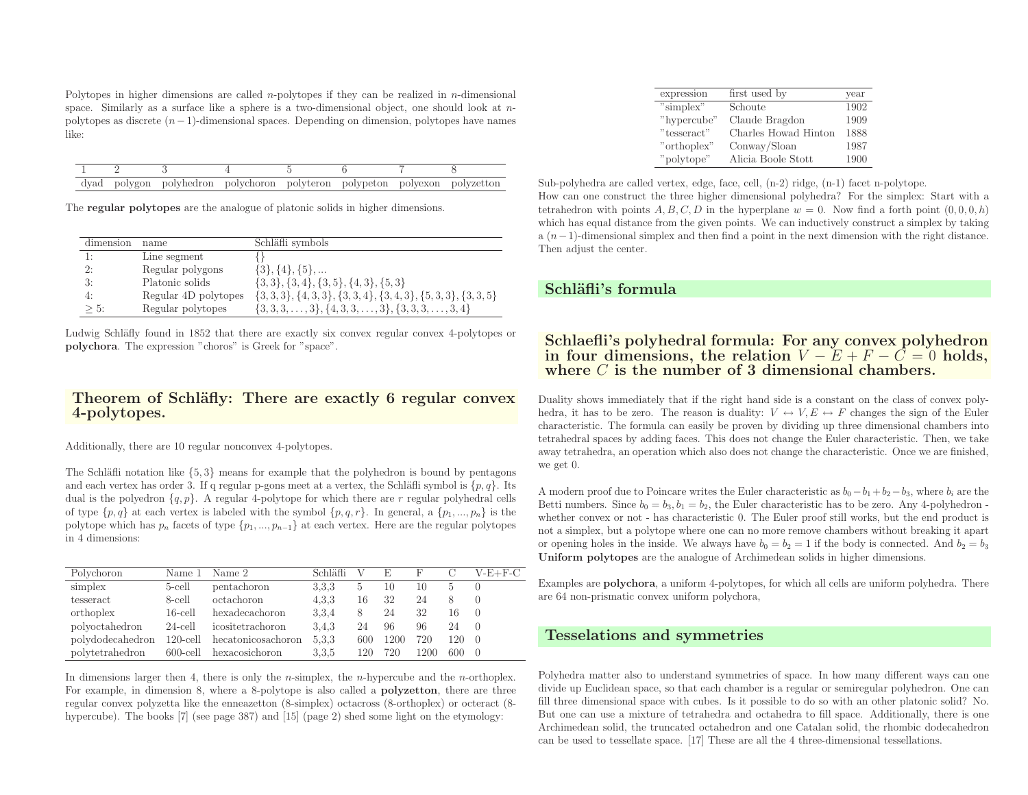Polytopes in higher dimensions are called $n$-polytopes if they can be realized in $n$-dimensional space. Similarly as a surface like a sphere is a two-dimensional object, one should look at $n$-polytopes as discrete $(n-1)$-dimensional spaces. Depending on dimension, polytopes have names like:

| 1 | 2 | 3 | 4 | 5 | 6 | 7 | 8 |
|---|---|---|---|---|---|---|---|
| dyad | polygon | polyhedron | polychoron | polyteron | polypeton | polyexon | polyzetton |

The **regular polytopes** are the analogue of platonic solids in higher dimensions.

| dimension | name | Schläfli symbols |
|---|---|---|
| 1: | Line segment | $\{\}$ |
| 2: | Regular polygons | $\{3\}, \{4\}, \{5\}, ...$ |
| 3: | Platonic solids | $\{3,3\}, \{3,4\}, \{3,5\}, \{4,3\}, \{5,3\}$ |
| 4: | Regular 4D polytopes | $\{3,3,3\}, \{4,3,3\}, \{3,3,4\}, \{3,4,3\}, \{5,3,3\}, \{3,3,5\}$ |
| $\geq 5$: | Regular polytopes | $\{3,3,3,\dots,3\}, \{4,3,3,\dots,3\}, \{3,3,3,\dots,3,4\}$ |

Ludwig Schläfly found in 1852 that there are exactly six convex regular convex 4-polytopes or **polychora**. The expression "choros" is Greek for "space".

## Theorem of Schläfly: There are exactly 6 regular convex 4-polytopes.

Additionally, there are 10 regular nonconvex 4-polytopes.

The Schläfli notation like $\{5,3\}$ means for example that the polyhedron is bound by pentagons and each vertex has order 3. If q regular p-gons meet at a vertex, the Schläfli symbol is $\{p,q\}$. Its dual is the polyedron $\{q,p\}$. A regular 4-polytope for which there are $r$ regular polyhedral cells of type $\{p,q\}$ at each vertex is labeled with the symbol $\{p,q,r\}$. In general, a $\{p_1,...,p_n\}$ is the polytope which has $p_n$ facets of type $\{p_1,...,p_{n-1}\}$ at each vertex. Here are the regular polytopes in 4 dimensions:

| Polychoron | Name 1 | Name 2 | Schläfli | V | E | F | C | V-E+F-C |
|---|---|---|---|---|---|---|---|---|
| simplex | 5-cell | pentachoron | 3,3,3 | 5 | 10 | 10 | 5 | 0 |
| tesseract | 8-cell | octachoron | 4,3,3 | 16 | 32 | 24 | 8 | 0 |
| orthoplex | 16-cell | hexadecachoron | 3,3,4 | 8 | 24 | 32 | 16 | 0 |
| polyoctahedron | 24-cell | icositetrachoron | 3,4,3 | 24 | 96 | 96 | 24 | 0 |
| polydodecahedron | 120-cell | hecatonicosachoron | 5,3,3 | 600 | 1200 | 720 | 120 | 0 |
| polytetrahedron | 600-cell | hexacosichoron | 3,3,5 | 120 | 720 | 1200 | 600 | 0 |

In dimensions larger then 4, there is only the $n$-simplex, the $n$-hypercube and the $n$-orthoplex. For example, in dimension 8, where a 8-polytope is also called a **polyzetton**, there are three regular convex polyzetta like the enneazetton (8-simplex) octacross (8-orthoplex) or octeract (8-hypercube). The books [7] (see page 387) and [15] (page 2) shed some light on the etymology:

| expression | first used by | year |
|---|---|---|
| "simplex" | Schoute | 1902 |
| "hypercube" | Claude Bragdon | 1909 |
| "tesseract" | Charles Howad Hinton | 1888 |
| "orthoplex" | Conway/Sloan | 1987 |
| "polytope" | Alicia Boole Stott | 1900 |

Sub-polyhedra are called vertex, edge, face, cell, (n-2) ridge, (n-1) facet n-polytope.
How can one construct the three higher dimensional polyhedra? For the simplex: Start with a tetrahedron with points $A,B,C,D$ in the hyperplane $w=0$. Now find a forth point $(0,0,0,h)$ which has equal distance from the given points. We can inductively construct a simplex by taking a $(n-1)$-dimensional simplex and then find a point in the next dimension with the right distance. Then adjust the center.

## Schläfli's formula

## Schlaefli's polyhedral formula: For any convex polyhedron in four dimensions, the relation $V-E+F-C=0$ holds, where $C$ is the number of 3 dimensional chambers.

Duality shows immediately that if the right hand side is a constant on the class of convex polyhedra, it has to be zero. The reason is duality: $V \leftrightarrow V, E \leftrightarrow F$ changes the sign of the Euler characteristic. The formula can easily be proven by dividing up three dimensional chambers into tetrahedral spaces by adding faces. This does not change the Euler characteristic. Then, we take away tetrahedra, an operation which also does not change the characteristic. Once we are finished, we get 0.

A modern proof due to Poincare writes the Euler characteristic as $b_0 - b_1 + b_2 - b_3$, where $b_i$ are the Betti numbers. Since $b_0 = b_3, b_1 = b_2$, the Euler characteristic has to be zero. Any 4-polyhedron - whether convex or not - has characteristic 0. The Euler proof still works, but the end product is not a simplex, but a polytope where one can no more remove chambers without breaking it apart or opening holes in the inside. We always have $b_0 = b_2 = 1$ if the body is connected. And $b_2 = b_3$
**Uniform polytopes** are the analogue of Archimedean solids in higher dimensions.

Examples are **polychora**, a uniform 4-polytopes, for which all cells are uniform polyhedra. There are 64 non-prismatic convex uniform polychora,

## Tesselations and symmetries

Polyhedra matter also to understand symmetries of space. In how many different ways can one divide up Euclidean space, so that each chamber is a regular or semiregular polyhedron. One can fill three dimensional space with cubes. Is it possible to do so with an other platonic solid? No. But one can use a mixture of tetrahedra and octahedra to fill space. Additionally, there is one Archimedean solid, the truncated octahedron and one Catalan solid, the rhombic dodecahedron can be used to tessellate space. [17] These are all the 4 three-dimensional tessellations.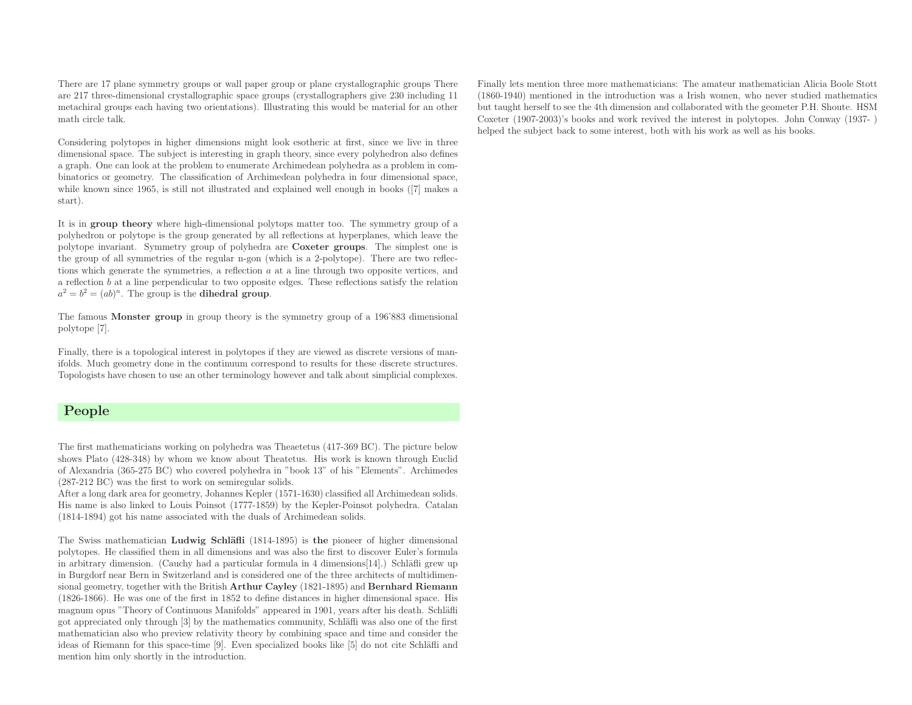There are 17 plane symmetry groups or wall paper group or plane crystallographic groups There are 217 three-dimensional crystallographic space groups (crystallographers give 230 including 11 metachiral groups each having two orientations). Illustrating this would be material for an other math circle talk.

Considering polytopes in higher dimensions might look esotheric at first, since we live in three dimensional space. The subject is interesting in graph theory, since every polyhedron also defines a graph. One can look at the problem to enumerate Archimedean polyhedra as a problem in combinatorics or geometry. The classification of Archimedean polyhedra in four dimensional space, while known since 1965, is still not illustrated and explained well enough in books ([7] makes a start).

It is in **group theory** where high-dimensional polytops matter too. The symmetry group of a polyhedron or polytope is the group generated by all reflections at hyperplanes, which leave the polytope invariant. Symmetry group of polyhedra are **Coxeter groups**. The simplest one is the group of all symmetries of the regular n-gon (which is a 2-polytope). There are two reflections which generate the symmetries, a reflection $a$ at a line through two opposite vertices, and a reflection $b$ at a line perpendicular to two opposite edges. These reflections satisfy the relation $a^2 = b^2 = (ab)^n$. The group is the **dihedral group**.

The famous **Monster group** in group theory is the symmetry group of a 196'883 dimensional polytope [7].

Finally, there is a topological interest in polytopes if they are viewed as discrete versions of manifolds. Much geometry done in the continuum correspond to results for these discrete structures. Topologists have chosen to use an other terminology however and talk about simplicial complexes.

## People

The first mathematicians working on polyhedra was Theaetetus (417-369 BC). The picture below shows Plato (428-348) by whom we know about Theatetus. His work is known through Euclid of Alexandria (365-275 BC) who covered polyhedra in "book 13" of his "Elements". Archimedes (287-212 BC) was the first to work on semiregular solids.
After a long dark area for geometry, Johannes Kepler (1571-1630) classified all Archimedean solids. His name is also linked to Louis Poinsot (1777-1859) by the Kepler-Poinsot polyhedra. Catalan (1814-1894) got his name associated with the duals of Archimedean solids.

The Swiss mathematician **Ludwig Schläfli** (1814-1895) is **the** pioneer of higher dimensional polytopes. He classified them in all dimensions and was also the first to discover Euler's formula in arbitrary dimension. (Cauchy had a particular formula in 4 dimensions[14].) Schläfli grew up in Burgdorf near Bern in Switzerland and is considered one of the three architects of multidimensional geometry, together with the British **Arthur Cayley** (1821-1895) and **Bernhard Riemann** (1826-1866). He was one of the first in 1852 to define distances in higher dimensional space. His magnum opus "Theory of Continuous Manifolds" appeared in 1901, years after his death. Schläfli got appreciated only through [3] by the mathematics community, Schläfli was also one of the first mathematician also who preview relativity theory by combining space and time and consider the ideas of Riemann for this space-time [9]. Even specialized books like [5] do not cite Schläfli and mention him only shortly in the introduction.

Finally lets mention three more mathematicians: The amateur mathematician Alicia Boole Stott (1860-1940) mentioned in the introduction was a Irish women, who never studied mathematics but taught herself to see the 4th dimension and collaborated with the geometer P.H. Shoute. HSM Coxeter (1907-2003)'s books and work revived the interest in polytopes. John Conway (1937- ) helped the subject back to some interest, both with his work as well as his books.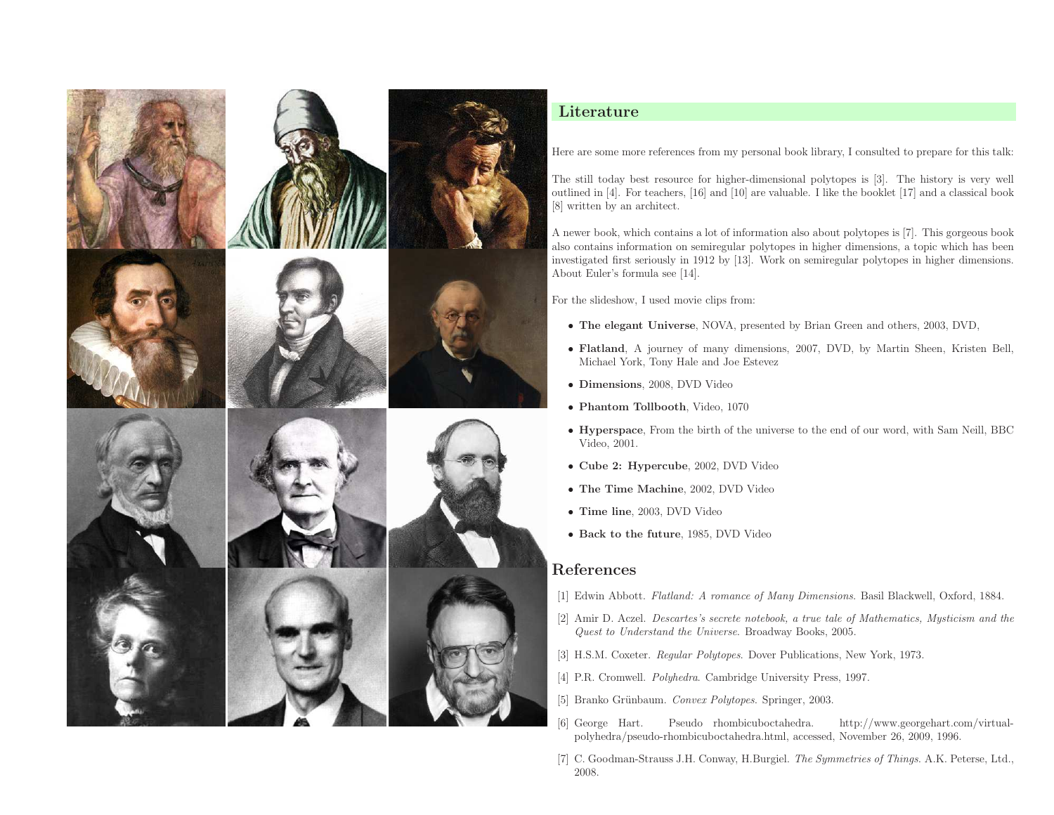## Literature

Here are some more references from my personal book library, I consulted to prepare for this talk:

The still today best resource for higher-dimensional polytopes is [3]. The history is very well outlined in [4]. For teachers, [16] and [10] are valuable. I like the booklet [17] and a classical book [8] written by an architect.

A newer book, which contains a lot of information also about polytopes is [7]. This gorgeous book also contains information on semiregular polytopes in higher dimensions, a topic which has been investigated first seriously in 1912 by [13]. Work on semiregular polytopes in higher dimensions. About Euler's formula see [14].

For the slideshow, I used movie clips from:

- **The elegant Universe**, NOVA, presented by Brian Green and others, 2003, DVD,
- **Flatland**, A journey of many dimensions, 2007, DVD, by Martin Sheen, Kristen Bell, Michael York, Tony Hale and Joe Estevez
- **Dimensions**, 2008, DVD Video
- **Phantom Tollbooth**, Video, 1070
- **Hyperspace**, From the birth of the universe to the end of our word, with Sam Neill, BBC Video, 2001.
- **Cube 2: Hypercube**, 2002, DVD Video
- **The Time Machine**, 2002, DVD Video
- **Time line**, 2003, DVD Video
- **Back to the future**, 1985, DVD Video

## References

[1] Edwin Abbott. *Flatland: A romance of Many Dimensions*. Basil Blackwell, Oxford, 1884.

[2] Amir D. Aczel. *Descartes's secrete notebook, a true tale of Mathematics, Mysticism and the Quest to Understand the Universe*. Broadway Books, 2005.

[3] H.S.M. Coxeter. *Regular Polytopes*. Dover Publications, New York, 1973.

[4] P.R. Cromwell. *Polyhedra*. Cambridge University Press, 1997.

[5] Branko Grünbaum. *Convex Polytopes*. Springer, 2003.

[6] George Hart. Pseudo rhombicuboctahedra. http://www.georgehart.com/virtual-polyhedra/pseudo-rhombicuboctahedra.html, accessed, November 26, 2009, 1996.

[7] C. Goodman-Strauss J.H. Conway, H.Burgiel. *The Symmetries of Things*. A.K. Peterse, Ltd., 2008.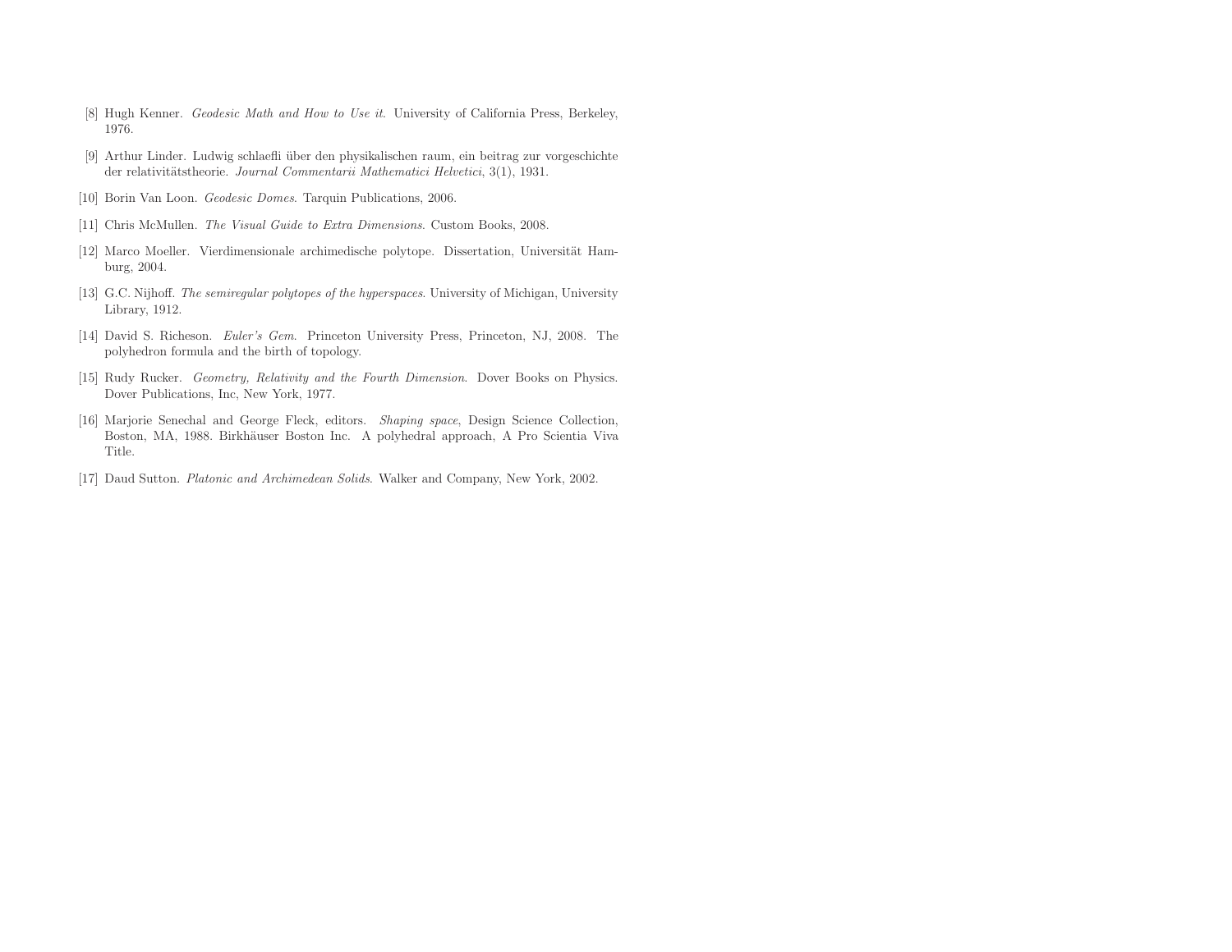[8] Hugh Kenner. *Geodesic Math and How to Use it*. University of California Press, Berkeley, 1976.

[9] Arthur Linder. Ludwig schlaefli über den physikalischen raum, ein beitrag zur vorgeschichte der relativitätstheorie. *Journal Commentarii Mathematici Helvetici*, 3(1), 1931.

[10] Borin Van Loon. *Geodesic Domes*. Tarquin Publications, 2006.

[11] Chris McMullen. *The Visual Guide to Extra Dimensions*. Custom Books, 2008.

[12] Marco Moeller. Vierdimensionale archimedische polytope. Dissertation, Universität Hamburg, 2004.

[13] G.C. Nijhoff. *The semiregular polytopes of the hyperspaces*. University of Michigan, University Library, 1912.

[14] David S. Richeson. *Euler's Gem*. Princeton University Press, Princeton, NJ, 2008. The polyhedron formula and the birth of topology.

[15] Rudy Rucker. *Geometry, Relativity and the Fourth Dimension*. Dover Books on Physics. Dover Publications, Inc, New York, 1977.

[16] Marjorie Senechal and George Fleck, editors. *Shaping space*, Design Science Collection, Boston, MA, 1988. Birkhäuser Boston Inc. A polyhedral approach, A Pro Scientia Viva Title.

[17] Daud Sutton. *Platonic and Archimedean Solids*. Walker and Company, New York, 2002.